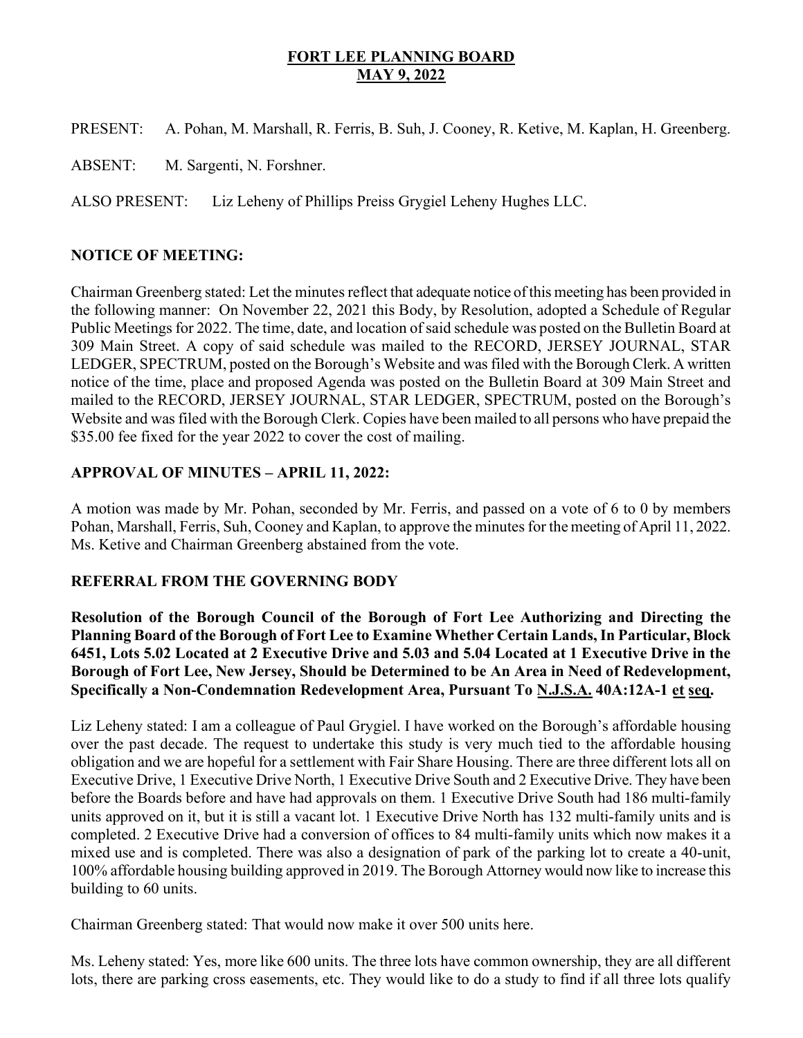# FORT LEE PLANNING BOARD
## MAY 9, 2022

PRESENT: A. Pohan, M. Marshall, R. Ferris, B. Suh, J. Cooney, R. Ketive, M. Kaplan, H. Greenberg.

ABSENT: M. Sargenti, N. Forshner.

ALSO PRESENT: Liz Leheny of Phillips Preiss Grygiel Leheny Hughes LLC.

### NOTICE OF MEETING:

Chairman Greenberg stated: Let the minutes reflect that adequate notice of this meeting has been provided in the following manner: On November 22, 2021 this Body, by Resolution, adopted a Schedule of Regular Public Meetings for 2022. The time, date, and location of said schedule was posted on the Bulletin Board at 309 Main Street. A copy of said schedule was mailed to the RECORD, JERSEY JOURNAL, STAR LEDGER, SPECTRUM, posted on the Borough's Website and was filed with the Borough Clerk. A written notice of the time, place and proposed Agenda was posted on the Bulletin Board at 309 Main Street and mailed to the RECORD, JERSEY JOURNAL, STAR LEDGER, SPECTRUM, posted on the Borough's Website and was filed with the Borough Clerk. Copies have been mailed to all persons who have prepaid the $35.00 fee fixed for the year 2022 to cover the cost of mailing.

### APPROVAL OF MINUTES – APRIL 11, 2022:

A motion was made by Mr. Pohan, seconded by Mr. Ferris, and passed on a vote of 6 to 0 by members Pohan, Marshall, Ferris, Suh, Cooney and Kaplan, to approve the minutes for the meeting of April 11, 2022. Ms. Ketive and Chairman Greenberg abstained from the vote.

### REFERRAL FROM THE GOVERNING BODY

**Resolution of the Borough Council of the Borough of Fort Lee Authorizing and Directing the Planning Board of the Borough of Fort Lee to Examine Whether Certain Lands, In Particular, Block 6451, Lots 5.02 Located at 2 Executive Drive and 5.03 and 5.04 Located at 1 Executive Drive in the Borough of Fort Lee, New Jersey, Should be Determined to be An Area in Need of Redevelopment, Specifically a Non-Condemnation Redevelopment Area, Pursuant To N.J.S.A. 40A:12A-1 et seq.**

Liz Leheny stated: I am a colleague of Paul Grygiel. I have worked on the Borough's affordable housing over the past decade. The request to undertake this study is very much tied to the affordable housing obligation and we are hopeful for a settlement with Fair Share Housing. There are three different lots all on Executive Drive, 1 Executive Drive North, 1 Executive Drive South and 2 Executive Drive. They have been before the Boards before and have had approvals on them. 1 Executive Drive South had 186 multi-family units approved on it, but it is still a vacant lot. 1 Executive Drive North has 132 multi-family units and is completed. 2 Executive Drive had a conversion of offices to 84 multi-family units which now makes it a mixed use and is completed. There was also a designation of park of the parking lot to create a 40-unit, 100% affordable housing building approved in 2019. The Borough Attorney would now like to increase this building to 60 units.

Chairman Greenberg stated: That would now make it over 500 units here.

Ms. Leheny stated: Yes, more like 600 units. The three lots have common ownership, they are all different lots, there are parking cross easements, etc. They would like to do a study to find if all three lots qualify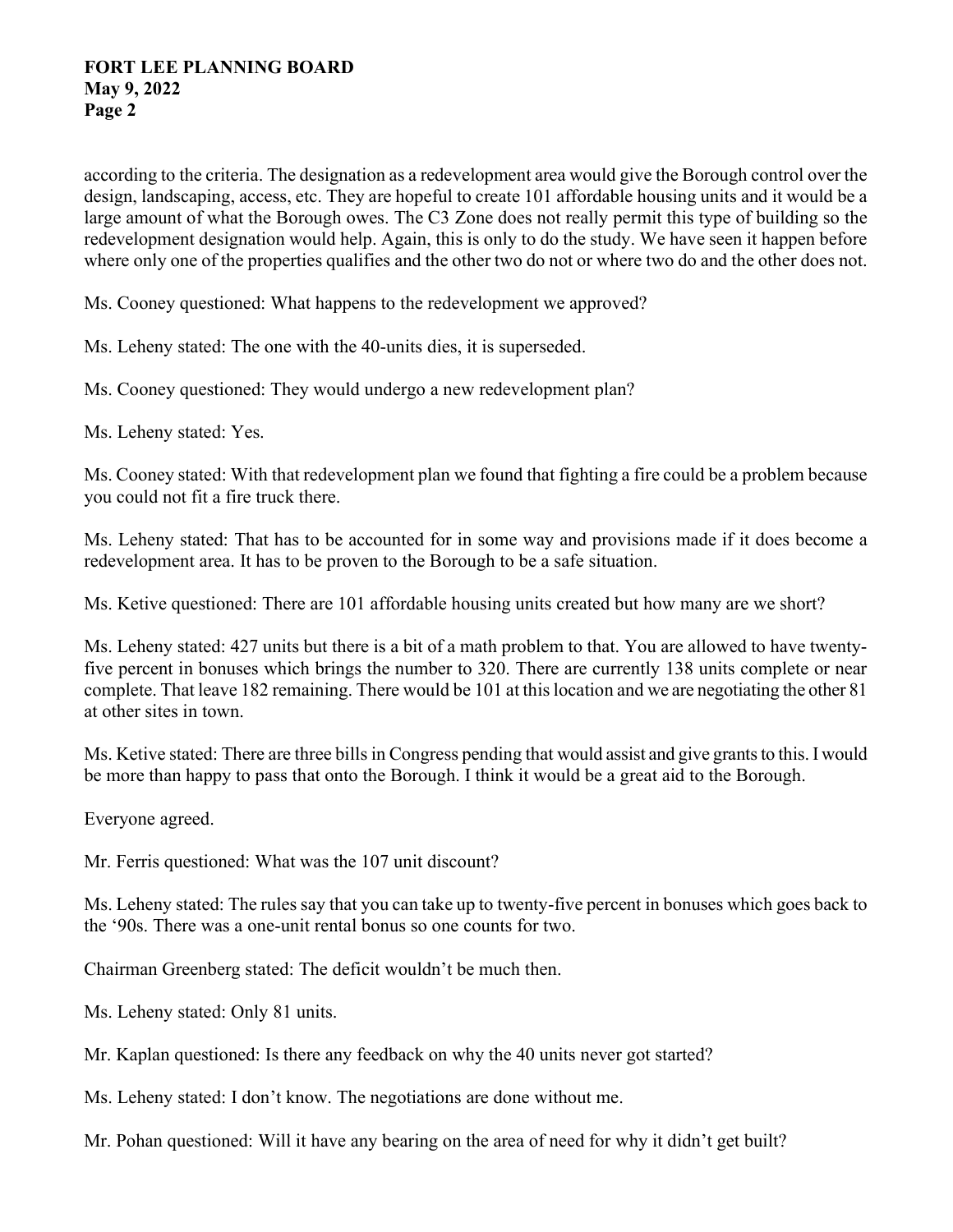according to the criteria. The designation as a redevelopment area would give the Borough control over the design, landscaping, access, etc. They are hopeful to create 101 affordable housing units and it would be a large amount of what the Borough owes. The C3 Zone does not really permit this type of building so the redevelopment designation would help. Again, this is only to do the study. We have seen it happen before where only one of the properties qualifies and the other two do not or where two do and the other does not.

Ms. Cooney questioned: What happens to the redevelopment we approved?

Ms. Leheny stated: The one with the 40-units dies, it is superseded.

Ms. Cooney questioned: They would undergo a new redevelopment plan?

Ms. Leheny stated: Yes.

Ms. Cooney stated: With that redevelopment plan we found that fighting a fire could be a problem because you could not fit a fire truck there.

Ms. Leheny stated: That has to be accounted for in some way and provisions made if it does become a redevelopment area. It has to be proven to the Borough to be a safe situation.

Ms. Ketive questioned: There are 101 affordable housing units created but how many are we short?

Ms. Leheny stated: 427 units but there is a bit of a math problem to that. You are allowed to have twenty-five percent in bonuses which brings the number to 320. There are currently 138 units complete or near complete. That leave 182 remaining. There would be 101 at this location and we are negotiating the other 81 at other sites in town.

Ms. Ketive stated: There are three bills in Congress pending that would assist and give grants to this. I would be more than happy to pass that onto the Borough. I think it would be a great aid to the Borough.

Everyone agreed.

Mr. Ferris questioned: What was the 107 unit discount?

Ms. Leheny stated: The rules say that you can take up to twenty-five percent in bonuses which goes back to the '90s. There was a one-unit rental bonus so one counts for two.

Chairman Greenberg stated: The deficit wouldn't be much then.

Ms. Leheny stated: Only 81 units.

Mr. Kaplan questioned: Is there any feedback on why the 40 units never got started?

Ms. Leheny stated: I don't know. The negotiations are done without me.

Mr. Pohan questioned: Will it have any bearing on the area of need for why it didn't get built?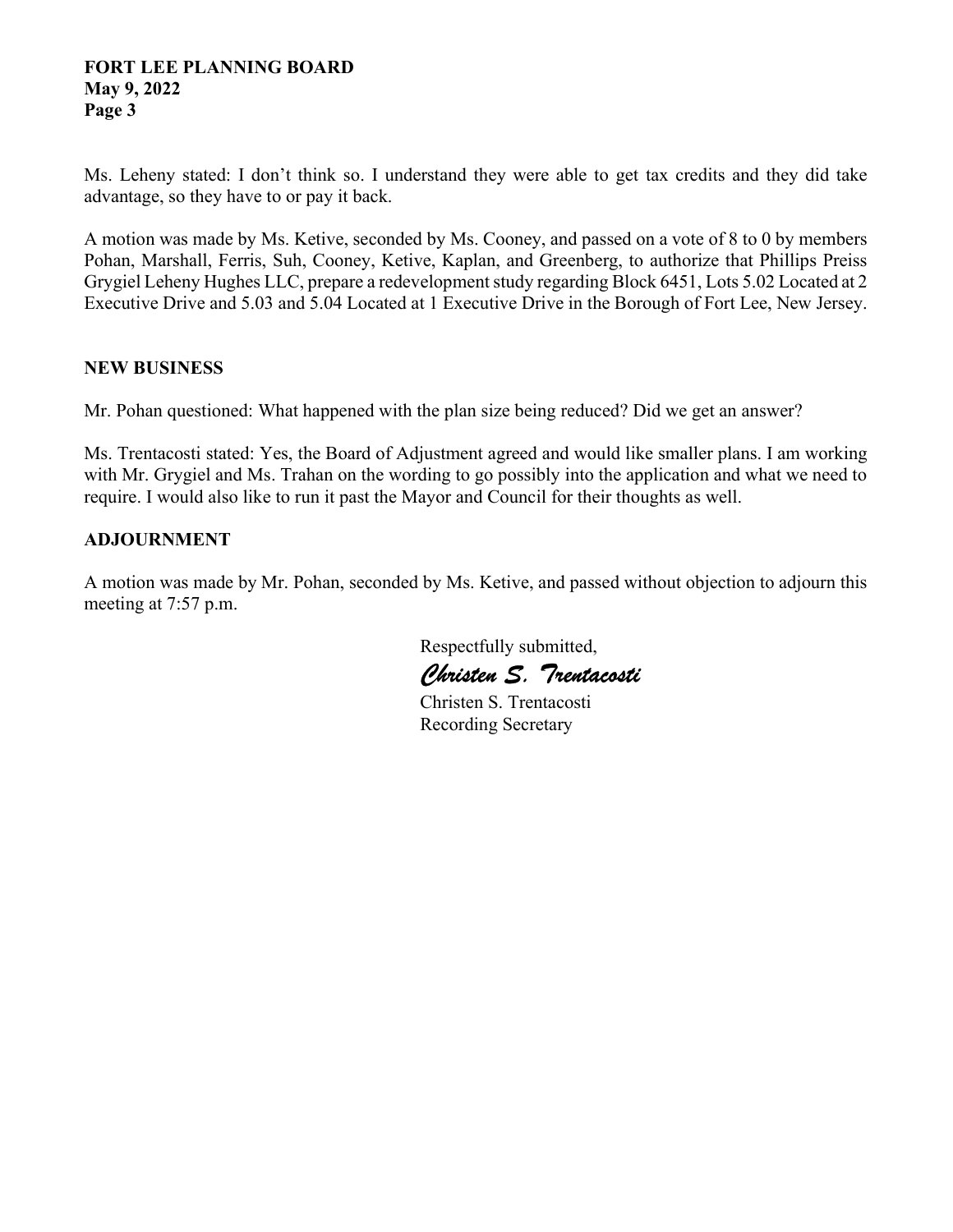Ms. Leheny stated: I don't think so. I understand they were able to get tax credits and they did take advantage, so they have to or pay it back.

A motion was made by Ms. Ketive, seconded by Ms. Cooney, and passed on a vote of 8 to 0 by members Pohan, Marshall, Ferris, Suh, Cooney, Ketive, Kaplan, and Greenberg, to authorize that Phillips Preiss Grygiel Leheny Hughes LLC, prepare a redevelopment study regarding Block 6451, Lots 5.02 Located at 2 Executive Drive and 5.03 and 5.04 Located at 1 Executive Drive in the Borough of Fort Lee, New Jersey.

**NEW BUSINESS**

Mr. Pohan questioned: What happened with the plan size being reduced? Did we get an answer?

Ms. Trentacosti stated: Yes, the Board of Adjustment agreed and would like smaller plans. I am working with Mr. Grygiel and Ms. Trahan on the wording to go possibly into the application and what we need to require. I would also like to run it past the Mayor and Council for their thoughts as well.

**ADJOURNMENT**

A motion was made by Mr. Pohan, seconded by Ms. Ketive, and passed without objection to adjourn this meeting at 7:57 p.m.

Respectfully submitted,

*Christen S. Trentacosti*

Christen S. Trentacosti
Recording Secretary